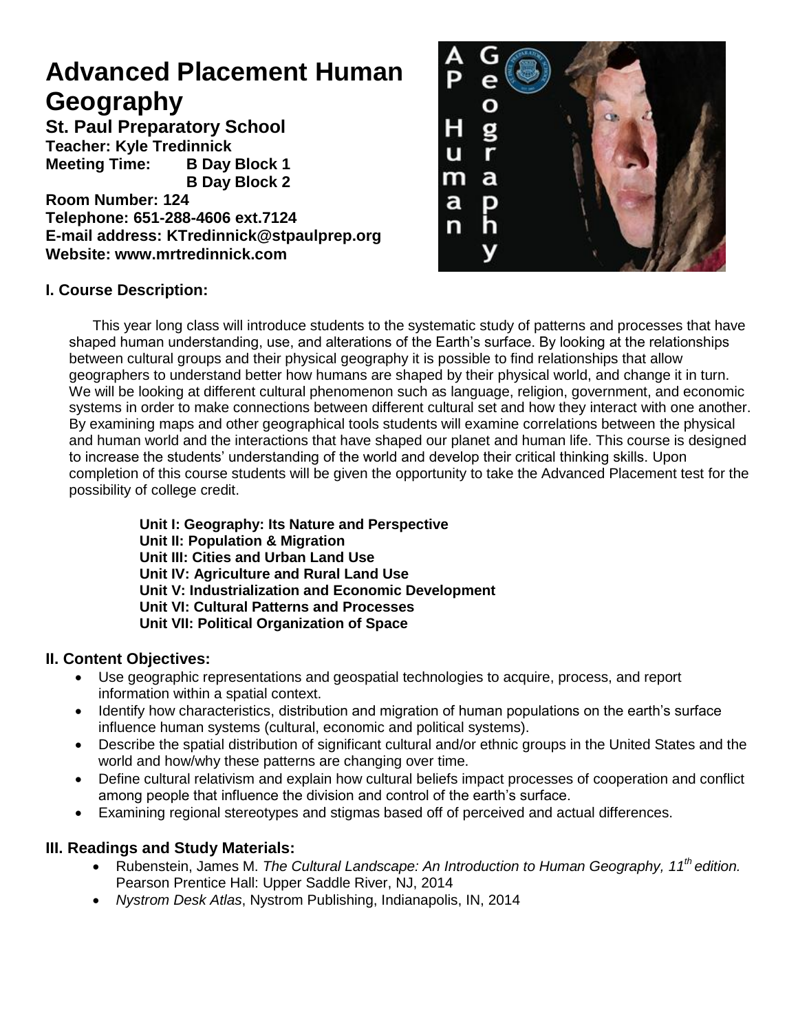# Advanced Placement Human Geography

**St. Paul Preparatory School**
**Teacher: Kyle Tredinnick**
**Meeting Time: B Day Block 1**
**B Day Block 2**
**Room Number: 124**
**Telephone: 651-288-4606 ext.7124**
**E-mail address: KTredinnick@stpaulprep.org**
**Website: www.mrtredinnick.com**

## I. Course Description:

This year long class will introduce students to the systematic study of patterns and processes that have shaped human understanding, use, and alterations of the Earth's surface. By looking at the relationships between cultural groups and their physical geography it is possible to find relationships that allow geographers to understand better how humans are shaped by their physical world, and change it in turn. We will be looking at different cultural phenomenon such as language, religion, government, and economic systems in order to make connections between different cultural set and how they interact with one another. By examining maps and other geographical tools students will examine correlations between the physical and human world and the interactions that have shaped our planet and human life. This course is designed to increase the students' understanding of the world and develop their critical thinking skills. Upon completion of this course students will be given the opportunity to take the Advanced Placement test for the possibility of college credit.

**Unit I: Geography: Its Nature and Perspective**
**Unit II: Population & Migration**
**Unit III: Cities and Urban Land Use**
**Unit IV: Agriculture and Rural Land Use**
**Unit V: Industrialization and Economic Development**
**Unit VI: Cultural Patterns and Processes**
**Unit VII: Political Organization of Space**

## II. Content Objectives:

- Use geographic representations and geospatial technologies to acquire, process, and report information within a spatial context.
- Identify how characteristics, distribution and migration of human populations on the earth's surface influence human systems (cultural, economic and political systems).
- Describe the spatial distribution of significant cultural and/or ethnic groups in the United States and the world and how/why these patterns are changing over time.
- Define cultural relativism and explain how cultural beliefs impact processes of cooperation and conflict among people that influence the division and control of the earth's surface.
- Examining regional stereotypes and stigmas based off of perceived and actual differences.

## III. Readings and Study Materials:

- Rubenstein, James M. *The Cultural Landscape: An Introduction to Human Geography, 11th edition.* Pearson Prentice Hall: Upper Saddle River, NJ, 2014
- *Nystrom Desk Atlas*, Nystrom Publishing, Indianapolis, IN, 2014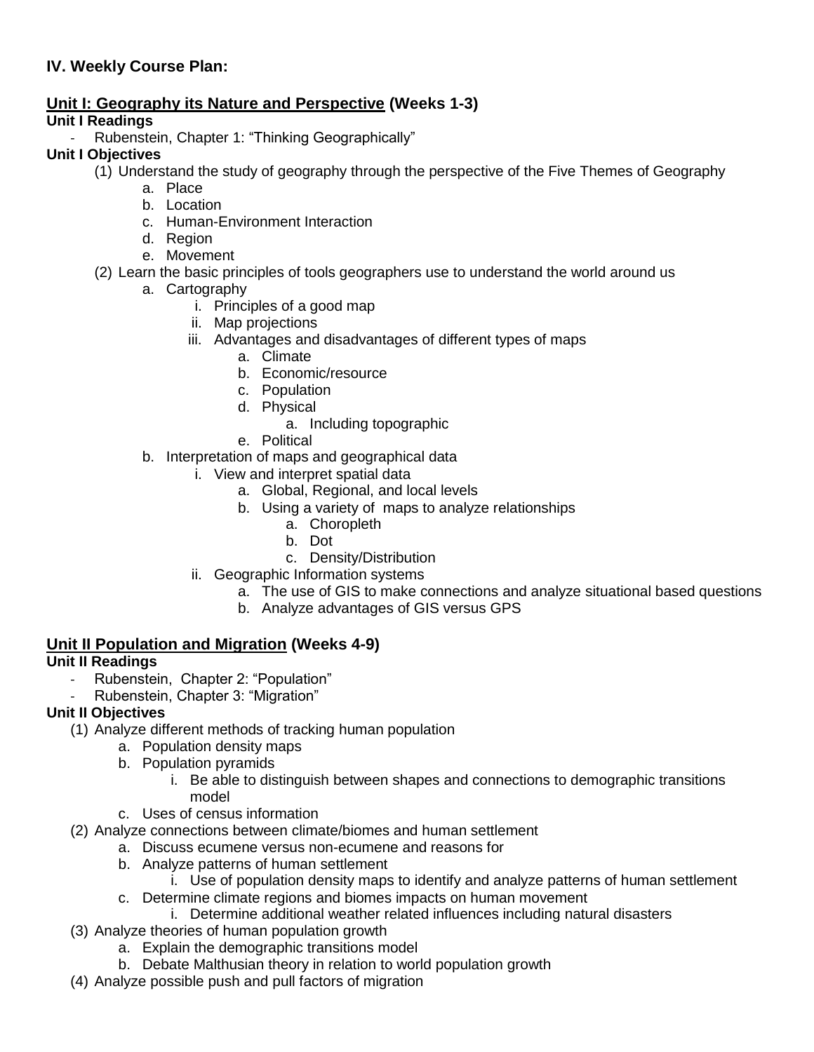## IV. Weekly Course Plan:

### <u>Unit I: Geography its Nature and Perspective</u> (Weeks 1-3)

**Unit I Readings**

- Rubenstein, Chapter 1: "Thinking Geographically"

**Unit I Objectives**

(1) Understand the study of geography through the perspective of the Five Themes of Geography
    a. Place
    b. Location
    c. Human-Environment Interaction
    d. Region
    e. Movement

(2) Learn the basic principles of tools geographers use to understand the world around us
    a. Cartography
        i. Principles of a good map
        ii. Map projections
        iii. Advantages and disadvantages of different types of maps
            a. Climate
            b. Economic/resource
            c. Population
            d. Physical
                a. Including topographic
            e. Political
    b. Interpretation of maps and geographical data
        i. View and interpret spatial data
            a. Global, Regional, and local levels
            b. Using a variety of maps to analyze relationships
                a. Choropleth
                b. Dot
                c. Density/Distribution
        ii. Geographic Information systems
            a. The use of GIS to make connections and analyze situational based questions
            b. Analyze advantages of GIS versus GPS

### <u>Unit II Population and Migration</u> (Weeks 4-9)

**Unit II Readings**

- Rubenstein, Chapter 2: "Population"
- Rubenstein, Chapter 3: "Migration"

**Unit II Objectives**

(1) Analyze different methods of tracking human population
    a. Population density maps
    b. Population pyramids
        i. Be able to distinguish between shapes and connections to demographic transitions model
    c. Uses of census information

(2) Analyze connections between climate/biomes and human settlement
    a. Discuss ecumene versus non-ecumene and reasons for
    b. Analyze patterns of human settlement
        i. Use of population density maps to identify and analyze patterns of human settlement
    c. Determine climate regions and biomes impacts on human movement
        i. Determine additional weather related influences including natural disasters

(3) Analyze theories of human population growth
    a. Explain the demographic transitions model
    b. Debate Malthusian theory in relation to world population growth

(4) Analyze possible push and pull factors of migration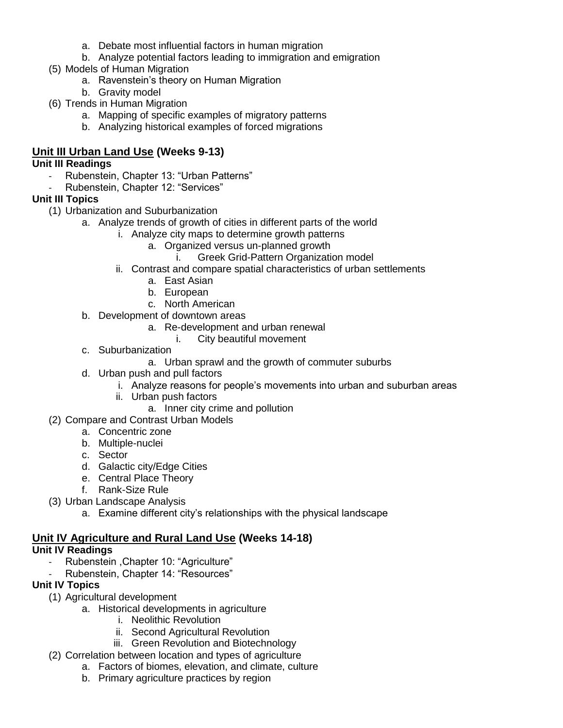a. Debate most influential factors in human migration
   b. Analyze potential factors leading to immigration and emigration
(5) Models of Human Migration
   a. Ravenstein's theory on Human Migration
   b. Gravity model
(6) Trends in Human Migration
   a. Mapping of specific examples of migratory patterns
   b. Analyzing historical examples of forced migrations

## <u>Unit III Urban Land Use</u> (Weeks 9-13)

**Unit III Readings**

- Rubenstein, Chapter 13: "Urban Patterns"
- Rubenstein, Chapter 12: "Services"

**Unit III Topics**

(1) Urbanization and Suburbanization
   a. Analyze trends of growth of cities in different parts of the world
      i. Analyze city maps to determine growth patterns
         a. Organized versus un-planned growth
            i. Greek Grid-Pattern Organization model
      ii. Contrast and compare spatial characteristics of urban settlements
         a. East Asian
         b. European
         c. North American
   b. Development of downtown areas
         a. Re-development and urban renewal
            i. City beautiful movement
   c. Suburbanization
         a. Urban sprawl and the growth of commuter suburbs
   d. Urban push and pull factors
      i. Analyze reasons for people's movements into urban and suburban areas
      ii. Urban push factors
         a. Inner city crime and pollution
(2) Compare and Contrast Urban Models
   a. Concentric zone
   b. Multiple-nuclei
   c. Sector
   d. Galactic city/Edge Cities
   e. Central Place Theory
   f. Rank-Size Rule
(3) Urban Landscape Analysis
   a. Examine different city's relationships with the physical landscape

## <u>Unit IV Agriculture and Rural Land Use</u> (Weeks 14-18)

**Unit IV Readings**

- Rubenstein ,Chapter 10: "Agriculture"
- Rubenstein, Chapter 14: "Resources"

**Unit IV Topics**

(1) Agricultural development
   a. Historical developments in agriculture
      i. Neolithic Revolution
      ii. Second Agricultural Revolution
      iii. Green Revolution and Biotechnology
(2) Correlation between location and types of agriculture
   a. Factors of biomes, elevation, and climate, culture
   b. Primary agriculture practices by region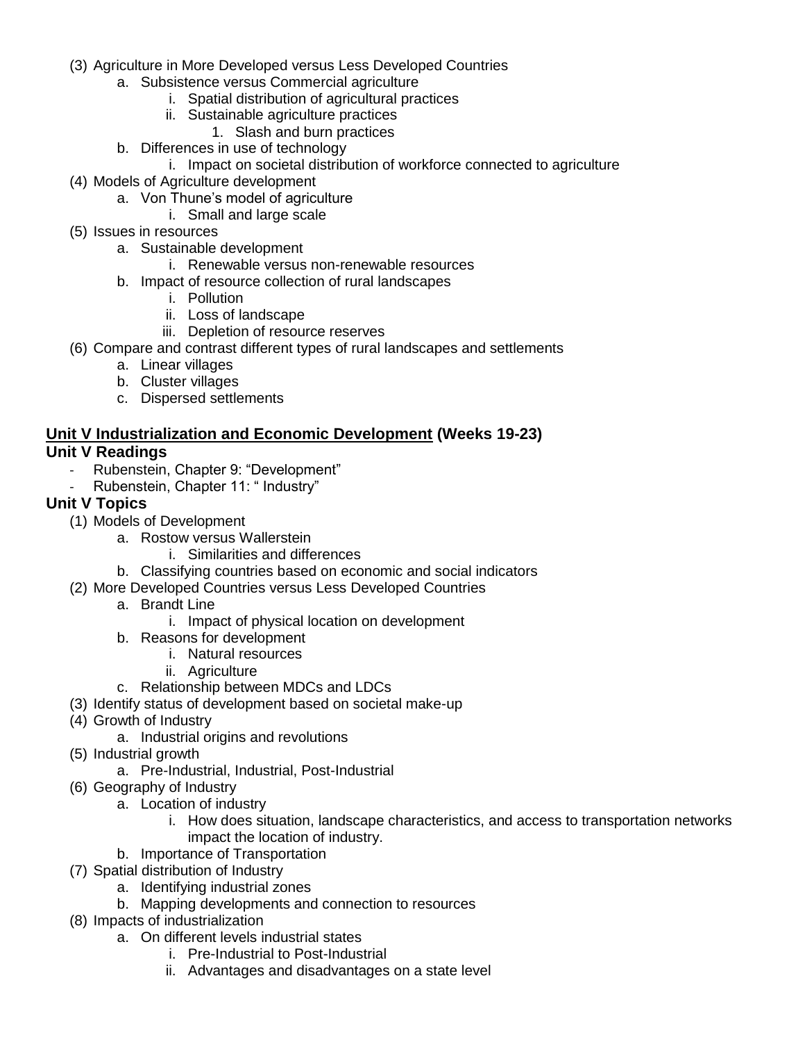(3) Agriculture in More Developed versus Less Developed Countries
    a. Subsistence versus Commercial agriculture
        i. Spatial distribution of agricultural practices
        ii. Sustainable agriculture practices
            1. Slash and burn practices
    b. Differences in use of technology
        i. Impact on societal distribution of workforce connected to agriculture

(4) Models of Agriculture development
    a. Von Thune's model of agriculture
        i. Small and large scale

(5) Issues in resources
    a. Sustainable development
        i. Renewable versus non-renewable resources
    b. Impact of resource collection of rural landscapes
        i. Pollution
        ii. Loss of landscape
        iii. Depletion of resource reserves

(6) Compare and contrast different types of rural landscapes and settlements
    a. Linear villages
    b. Cluster villages
    c. Dispersed settlements

## <u>Unit V Industrialization and Economic Development</u> (Weeks 19-23)

### Unit V Readings

- Rubenstein, Chapter 9: "Development"
- Rubenstein, Chapter 11: " Industry"

### Unit V Topics

(1) Models of Development
    a. Rostow versus Wallerstein
        i. Similarities and differences
    b. Classifying countries based on economic and social indicators

(2) More Developed Countries versus Less Developed Countries
    a. Brandt Line
        i. Impact of physical location on development
    b. Reasons for development
        i. Natural resources
        ii. Agriculture
    c. Relationship between MDCs and LDCs

(3) Identify status of development based on societal make-up

(4) Growth of Industry
    a. Industrial origins and revolutions

(5) Industrial growth
    a. Pre-Industrial, Industrial, Post-Industrial

(6) Geography of Industry
    a. Location of industry
        i. How does situation, landscape characteristics, and access to transportation networks impact the location of industry.
    b. Importance of Transportation

(7) Spatial distribution of Industry
    a. Identifying industrial zones
    b. Mapping developments and connection to resources

(8) Impacts of industrialization
    a. On different levels industrial states
        i. Pre-Industrial to Post-Industrial
        ii. Advantages and disadvantages on a state level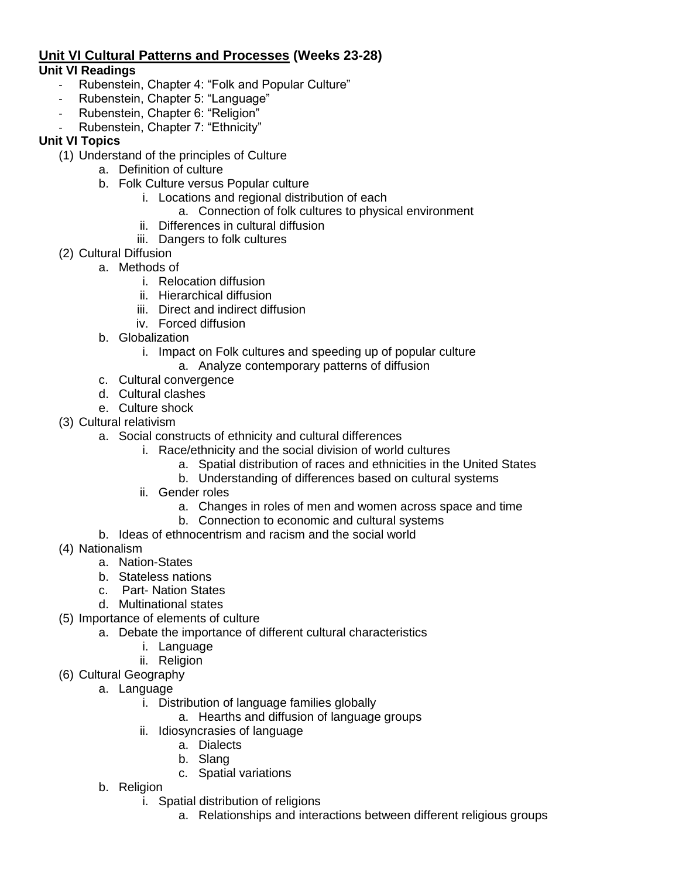**<u>Unit VI Cultural Patterns and Processes</u> (Weeks 23-28)**

**Unit VI Readings**

- Rubenstein, Chapter 4: "Folk and Popular Culture"
- Rubenstein, Chapter 5: "Language"
- Rubenstein, Chapter 6: "Religion"
- Rubenstein, Chapter 7: "Ethnicity"

**Unit VI Topics**

(1) Understand of the principles of Culture
    a. Definition of culture
    b. Folk Culture versus Popular culture
        i. Locations and regional distribution of each
            a. Connection of folk cultures to physical environment
        ii. Differences in cultural diffusion
        iii. Dangers to folk cultures

(2) Cultural Diffusion
    a. Methods of
        i. Relocation diffusion
        ii. Hierarchical diffusion
        iii. Direct and indirect diffusion
        iv. Forced diffusion
    b. Globalization
        i. Impact on Folk cultures and speeding up of popular culture
            a. Analyze contemporary patterns of diffusion
    c. Cultural convergence
    d. Cultural clashes
    e. Culture shock

(3) Cultural relativism
    a. Social constructs of ethnicity and cultural differences
        i. Race/ethnicity and the social division of world cultures
            a. Spatial distribution of races and ethnicities in the United States
            b. Understanding of differences based on cultural systems
        ii. Gender roles
            a. Changes in roles of men and women across space and time
            b. Connection to economic and cultural systems
    b. Ideas of ethnocentrism and racism and the social world

(4) Nationalism
    a. Nation-States
    b. Stateless nations
    c. Part- Nation States
    d. Multinational states

(5) Importance of elements of culture
    a. Debate the importance of different cultural characteristics
        i. Language
        ii. Religion

(6) Cultural Geography
    a. Language
        i. Distribution of language families globally
            a. Hearths and diffusion of language groups
        ii. Idiosyncrasies of language
            a. Dialects
            b. Slang
            c. Spatial variations
    b. Religion
        i. Spatial distribution of religions
            a. Relationships and interactions between different religious groups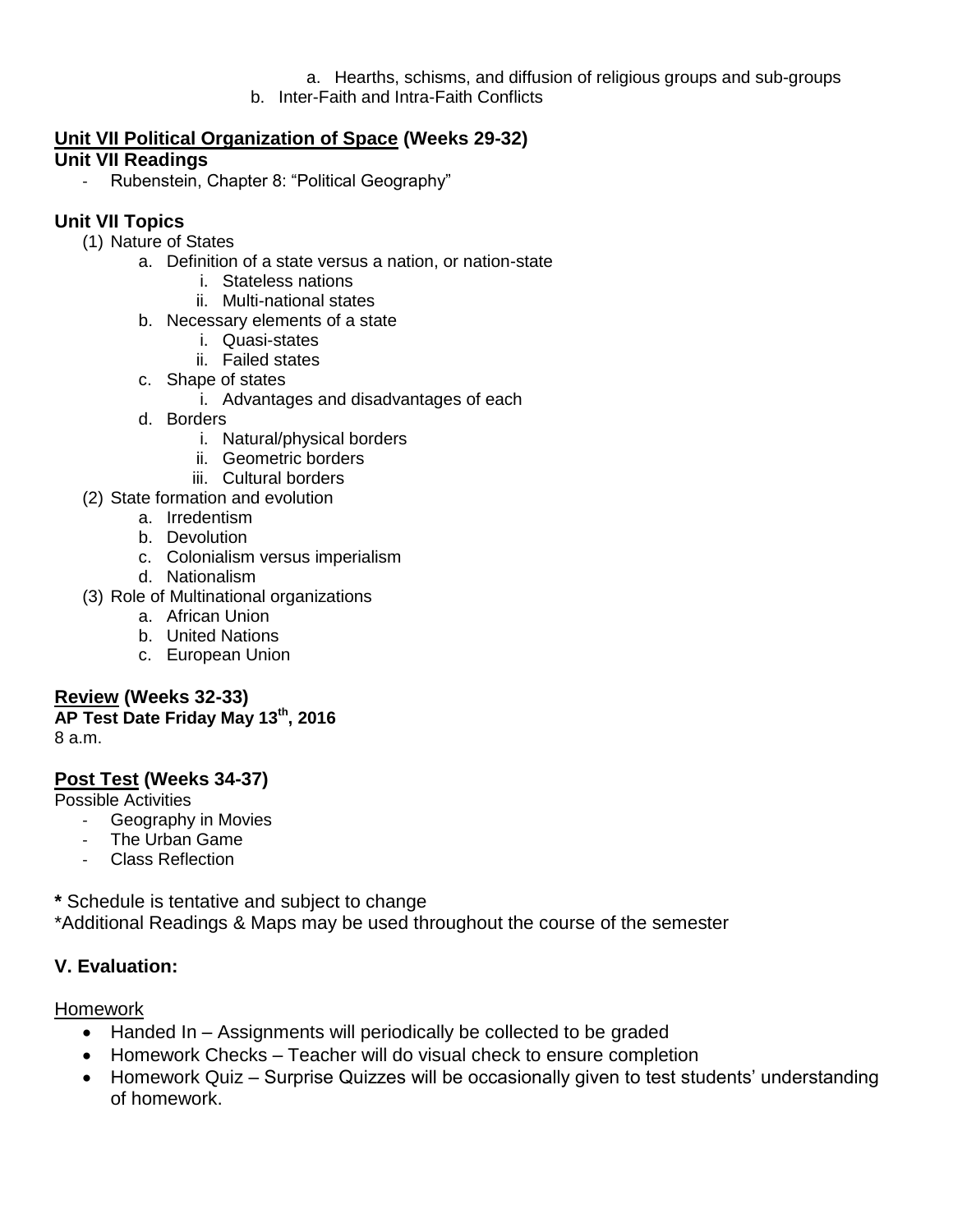a. Hearths, schisms, and diffusion of religious groups and sub-groups
  b. Inter-Faith and Intra-Faith Conflicts

**<u>Unit VII Political Organization of Space</u> (Weeks 29-32)**
**Unit VII Readings**

- Rubenstein, Chapter 8: "Political Geography"

### Unit VII Topics

(1) Nature of States
  a. Definition of a state versus a nation, or nation-state
    i. Stateless nations
    ii. Multi-national states
  b. Necessary elements of a state
    i. Quasi-states
    ii. Failed states
  c. Shape of states
    i. Advantages and disadvantages of each
  d. Borders
    i. Natural/physical borders
    ii. Geometric borders
    iii. Cultural borders

(2) State formation and evolution
  a. Irredentism
  b. Devolution
  c. Colonialism versus imperialism
  d. Nationalism

(3) Role of Multinational organizations
  a. African Union
  b. United Nations
  c. European Union

**<u>Review</u> (Weeks 32-33)**
**AP Test Date Friday May 13th, 2016**
8 a.m.

**<u>Post Test</u> (Weeks 34-37)**
Possible Activities

- Geography in Movies
- The Urban Game
- Class Reflection

**\*** Schedule is tentative and subject to change
\*Additional Readings & Maps may be used throughout the course of the semester

### V. Evaluation:

<u>Homework</u>

- Handed In – Assignments will periodically be collected to be graded
- Homework Checks – Teacher will do visual check to ensure completion
- Homework Quiz – Surprise Quizzes will be occasionally given to test students' understanding of homework.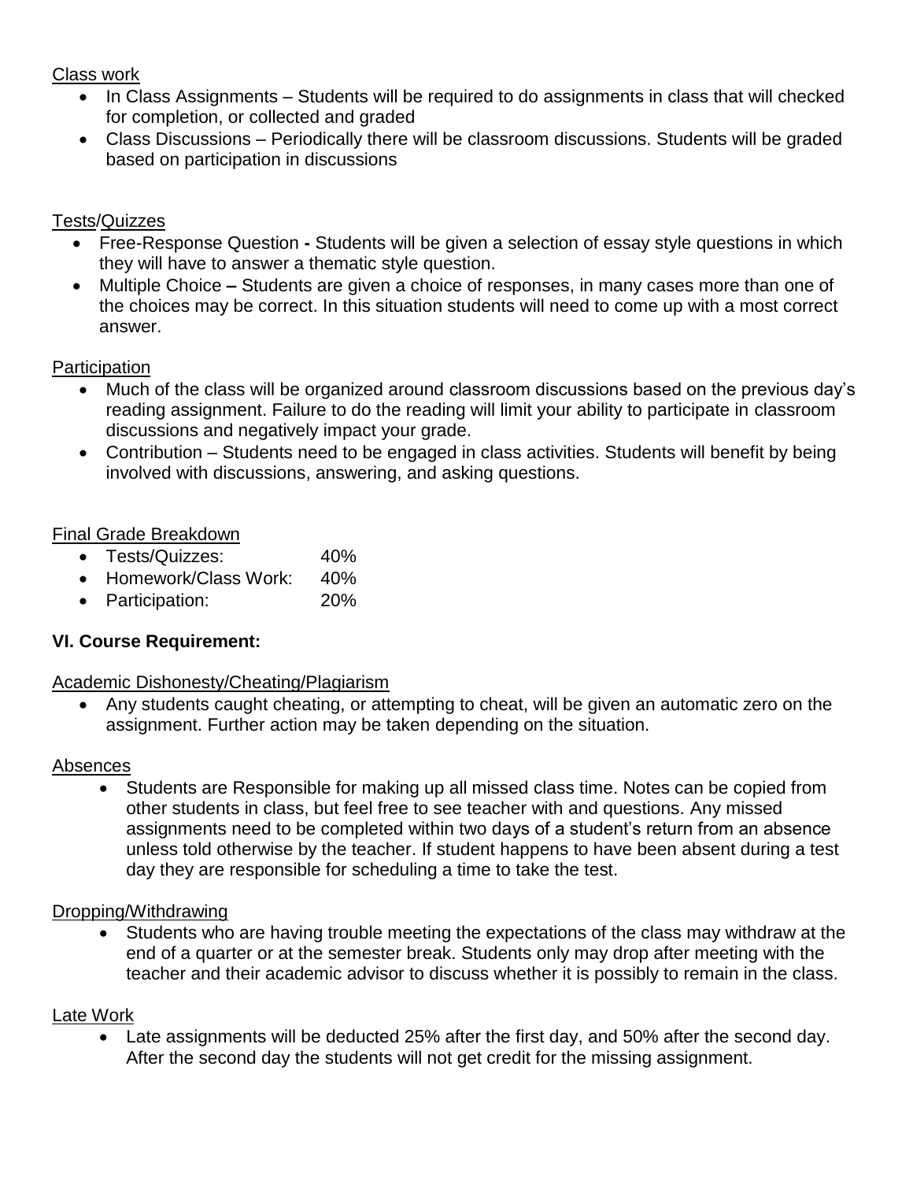Class work

- In Class Assignments – Students will be required to do assignments in class that will checked for completion, or collected and graded
- Class Discussions – Periodically there will be classroom discussions. Students will be graded based on participation in discussions

Tests/Quizzes

- Free-Response Question **-** Students will be given a selection of essay style questions in which they will have to answer a thematic style question.
- Multiple Choice **–** Students are given a choice of responses, in many cases more than one of the choices may be correct. In this situation students will need to come up with a most correct answer.

Participation

- Much of the class will be organized around classroom discussions based on the previous day's reading assignment. Failure to do the reading will limit your ability to participate in classroom discussions and negatively impact your grade.
- Contribution – Students need to be engaged in class activities. Students will benefit by being involved with discussions, answering, and asking questions.

Final Grade Breakdown

- Tests/Quizzes: 40%
- Homework/Class Work: 40%
- Participation: 20%

**VI. Course Requirement:**

Academic Dishonesty/Cheating/Plagiarism

- Any students caught cheating, or attempting to cheat, will be given an automatic zero on the assignment. Further action may be taken depending on the situation.

Absences

- Students are Responsible for making up all missed class time. Notes can be copied from other students in class, but feel free to see teacher with and questions. Any missed assignments need to be completed within two days of a student's return from an absence unless told otherwise by the teacher. If student happens to have been absent during a test day they are responsible for scheduling a time to take the test.

Dropping/Withdrawing

- Students who are having trouble meeting the expectations of the class may withdraw at the end of a quarter or at the semester break. Students only may drop after meeting with the teacher and their academic advisor to discuss whether it is possibly to remain in the class.

Late Work

- Late assignments will be deducted 25% after the first day, and 50% after the second day. After the second day the students will not get credit for the missing assignment.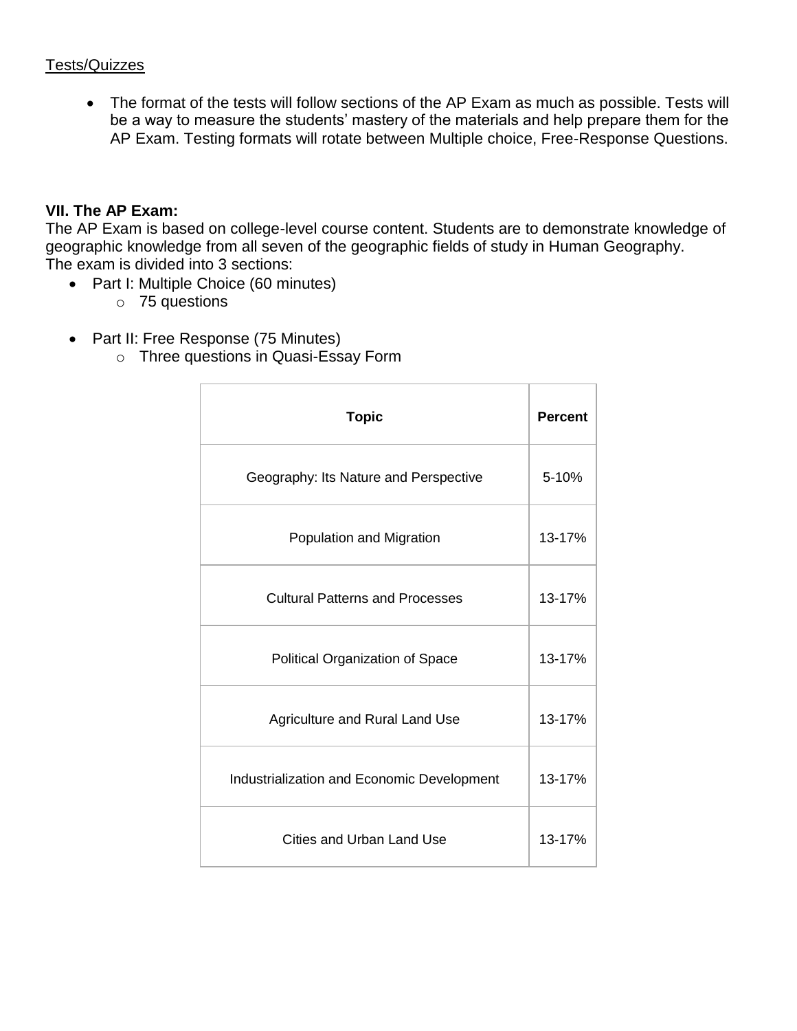Tests/Quizzes

- The format of the tests will follow sections of the AP Exam as much as possible. Tests will be a way to measure the students' mastery of the materials and help prepare them for the AP Exam. Testing formats will rotate between Multiple choice, Free-Response Questions.

**VII. The AP Exam:**

The AP Exam is based on college-level course content. Students are to demonstrate knowledge of geographic knowledge from all seven of the geographic fields of study in Human Geography.
The exam is divided into 3 sections:

- Part I: Multiple Choice (60 minutes)
  - 75 questions
- Part II: Free Response (75 Minutes)
  - Three questions in Quasi-Essay Form

| Topic | Percent |
|---|---|
| Geography: Its Nature and Perspective | 5-10% |
| Population and Migration | 13-17% |
| Cultural Patterns and Processes | 13-17% |
| Political Organization of Space | 13-17% |
| Agriculture and Rural Land Use | 13-17% |
| Industrialization and Economic Development | 13-17% |
| Cities and Urban Land Use | 13-17% |